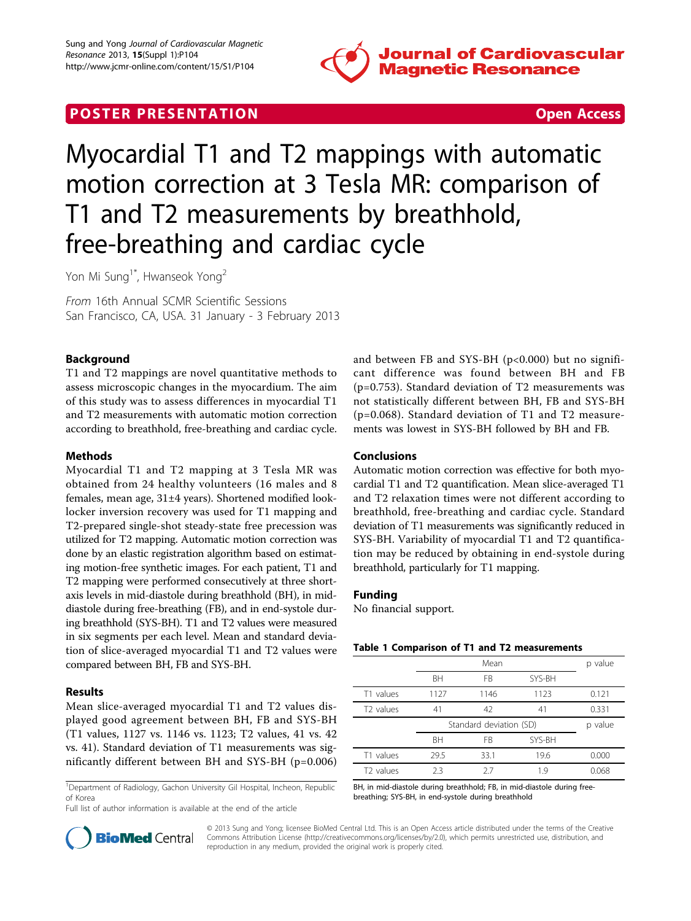POSTER PRESENTATION Open Access

# Myocardial T1 and T2 mappings with automatic motion correction at 3 Tesla MR: comparison of T1 and T2 measurements by breathhold, free-breathing and cardiac cycle

Yon Mi Sung[1*], Hwanseok Yong[2]

*From* 16th Annual SCMR Scientific Sessions
San Francisco, CA, USA. 31 January - 3 February 2013

## Background

T1 and T2 mappings are novel quantitative methods to assess microscopic changes in the myocardium. The aim of this study was to assess differences in myocardial T1 and T2 measurements with automatic motion correction according to breathhold, free-breathing and cardiac cycle.

## Methods

Myocardial T1 and T2 mapping at 3 Tesla MR was obtained from 24 healthy volunteers (16 males and 8 females, mean age, 31±4 years). Shortened modified look-locker inversion recovery was used for T1 mapping and T2-prepared single-shot steady-state free precession was utilized for T2 mapping. Automatic motion correction was done by an elastic registration algorithm based on estimating motion-free synthetic images. For each patient, T1 and T2 mapping were performed consecutively at three short-axis levels in mid-diastole during breathhold (BH), in mid-diastole during free-breathing (FB), and in end-systole during breathhold (SYS-BH). T1 and T2 values were measured in six segments per each level. Mean and standard deviation of slice-averaged myocardial T1 and T2 values were compared between BH, FB and SYS-BH.

## Results

Mean slice-averaged myocardial T1 and T2 values displayed good agreement between BH, FB and SYS-BH (T1 values, 1127 vs. 1146 vs. 1123; T2 values, 41 vs. 42 vs. 41). Standard deviation of T1 measurements was significantly different between BH and SYS-BH ($p=0.006$) and between FB and SYS-BH ($p<0.000$) but no significant difference was found between BH and FB ($p=0.753$). Standard deviation of T2 measurements was not statistically different between BH, FB and SYS-BH ($p=0.068$). Standard deviation of T1 and T2 measurements was lowest in SYS-BH followed by BH and FB.

## Conclusions

Automatic motion correction was effective for both myocardial T1 and T2 quantification. Mean slice-averaged T1 and T2 relaxation times were not different according to breathhold, free-breathing and cardiac cycle. Standard deviation of T1 measurements was significantly reduced in SYS-BH. Variability of myocardial T1 and T2 quantification may be reduced by obtaining in end-systole during breathhold, particularly for T1 mapping.

## Funding

No financial support.

**Table 1 Comparison of T1 and T2 measurements**

| | Mean | | | p value |
|---|---|---|---|---|
| | BH | FB | SYS-BH | |
| T1 values | 1127 | 1146 | 1123 | 0.121 |
| T2 values | 41 | 42 | 41 | 0.331 |
| | Standard deviation (SD) | | | p value |
| | BH | FB | SYS-BH | |
| T1 values | 29.5 | 33.1 | 19.6 | 0.000 |
| T2 values | 2.3 | 2.7 | 1.9 | 0.068 |

BH, in mid-diastole during breathhold; FB, in mid-diastole during free-breathing; SYS-BH, in end-systole during breathhold

[1]Department of Radiology, Gachon University Gil Hospital, Incheon, Republic of Korea

Full list of author information is available at the end of the article

© 2013 Sung and Yong; licensee BioMed Central Ltd. This is an Open Access article distributed under the terms of the Creative Commons Attribution License (http://creativecommons.org/licenses/by/2.0), which permits unrestricted use, distribution, and reproduction in any medium, provided the original work is properly cited.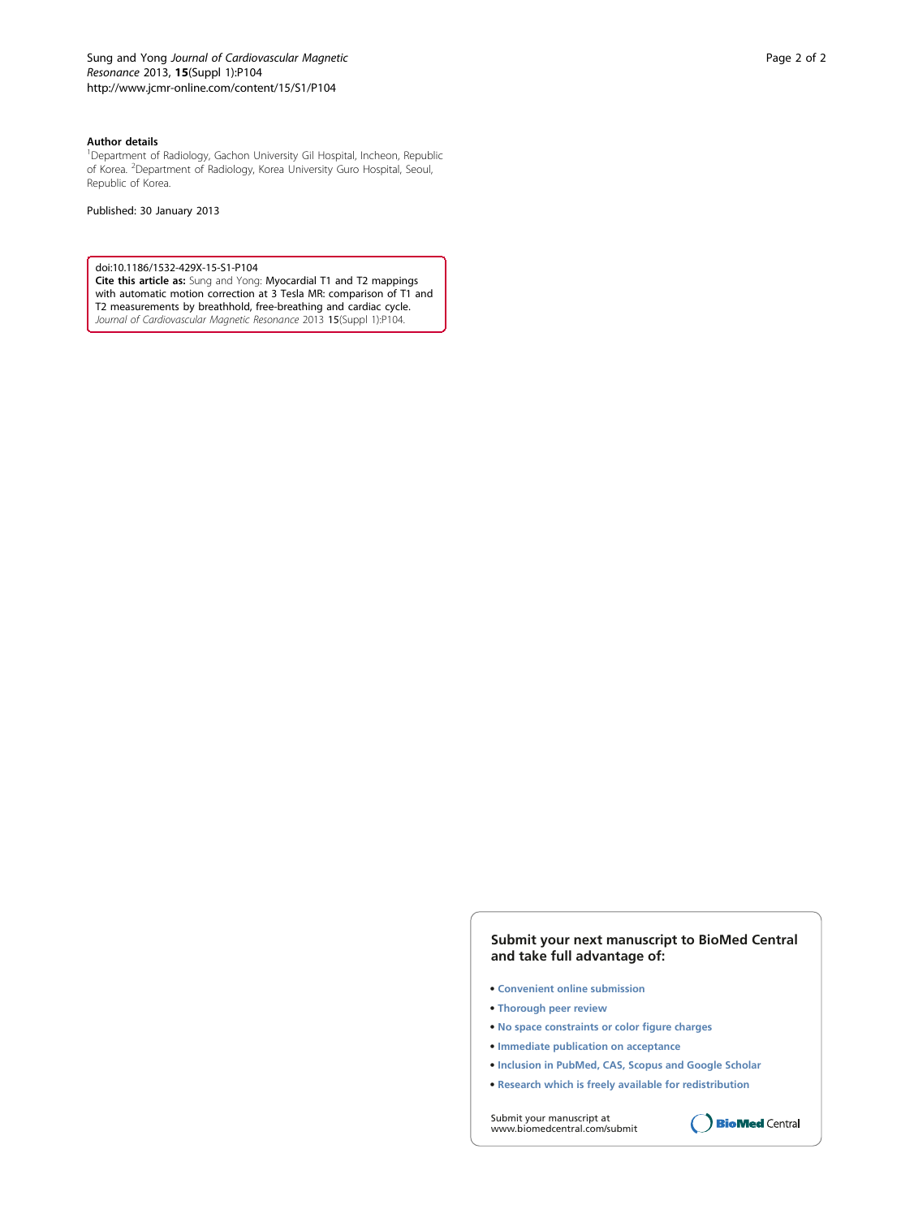#### Author details

[1]Department of Radiology, Gachon University Gil Hospital, Incheon, Republic of Korea. [2]Department of Radiology, Korea University Guro Hospital, Seoul, Republic of Korea.

Published: 30 January 2013

doi:10.1186/1532-429X-15-S1-P104

**Cite this article as:** Sung and Yong: Myocardial T1 and T2 mappings with automatic motion correction at 3 Tesla MR: comparison of T1 and T2 measurements by breathhold, free-breathing and cardiac cycle. *Journal of Cardiovascular Magnetic Resonance* 2013 **15**(Suppl 1):P104.

**Submit your next manuscript to BioMed Central and take full advantage of:**

- **Convenient online submission**
- **Thorough peer review**
- **No space constraints or color figure charges**
- **Immediate publication on acceptance**
- **Inclusion in PubMed, CAS, Scopus and Google Scholar**
- **Research which is freely available for redistribution**

Submit your manuscript at
www.biomedcentral.com/submit

BioMed Central